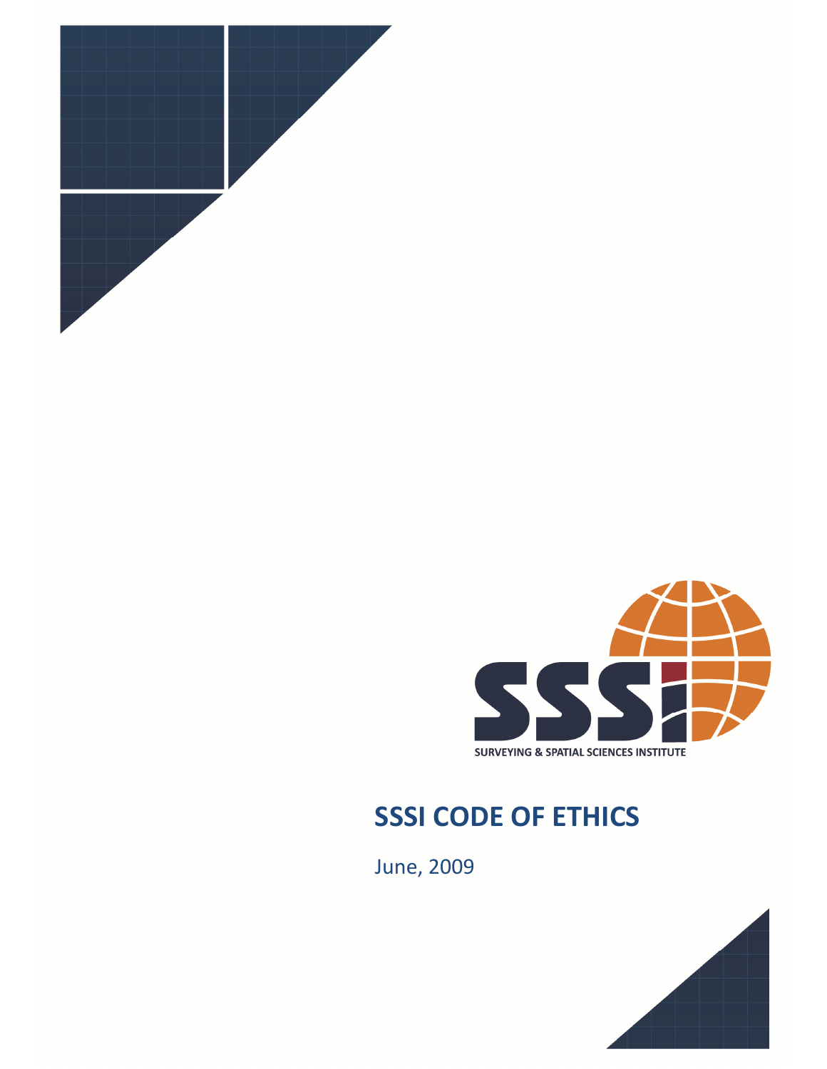SURVEYING & SPATIAL SCIENCES INSTITUTE

# SSSI CODE OF ETHICS

June, 2009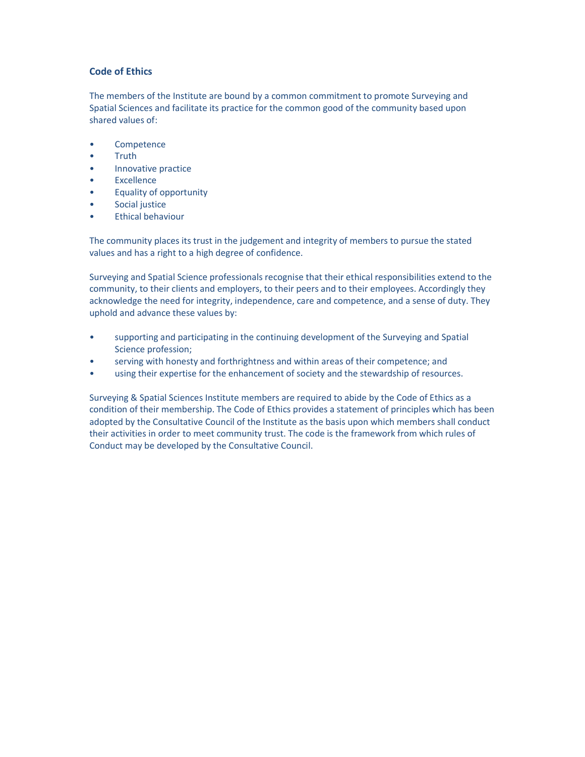## Code of Ethics

The members of the Institute are bound by a common commitment to promote Surveying and Spatial Sciences and facilitate its practice for the common good of the community based upon shared values of:

- Competence
- Truth
- Innovative practice
- Excellence
- Equality of opportunity
- Social justice
- Ethical behaviour

The community places its trust in the judgement and integrity of members to pursue the stated values and has a right to a high degree of confidence.

Surveying and Spatial Science professionals recognise that their ethical responsibilities extend to the community, to their clients and employers, to their peers and to their employees. Accordingly they acknowledge the need for integrity, independence, care and competence, and a sense of duty. They uphold and advance these values by:

- supporting and participating in the continuing development of the Surveying and Spatial Science profession;
- serving with honesty and forthrightness and within areas of their competence; and
- using their expertise for the enhancement of society and the stewardship of resources.

Surveying & Spatial Sciences Institute members are required to abide by the Code of Ethics as a condition of their membership. The Code of Ethics provides a statement of principles which has been adopted by the Consultative Council of the Institute as the basis upon which members shall conduct their activities in order to meet community trust. The code is the framework from which rules of Conduct may be developed by the Consultative Council.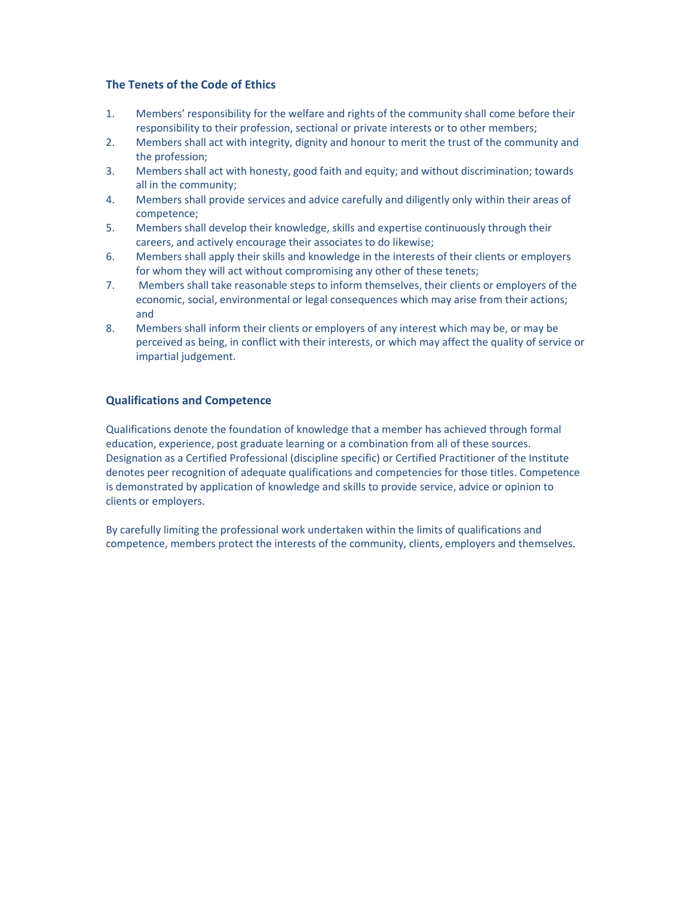## The Tenets of the Code of Ethics

1. Members' responsibility for the welfare and rights of the community shall come before their responsibility to their profession, sectional or private interests or to other members;
2. Members shall act with integrity, dignity and honour to merit the trust of the community and the profession;
3. Members shall act with honesty, good faith and equity; and without discrimination; towards all in the community;
4. Members shall provide services and advice carefully and diligently only within their areas of competence;
5. Members shall develop their knowledge, skills and expertise continuously through their careers, and actively encourage their associates to do likewise;
6. Members shall apply their skills and knowledge in the interests of their clients or employers for whom they will act without compromising any other of these tenets;
7. Members shall take reasonable steps to inform themselves, their clients or employers of the economic, social, environmental or legal consequences which may arise from their actions; and
8. Members shall inform their clients or employers of any interest which may be, or may be perceived as being, in conflict with their interests, or which may affect the quality of service or impartial judgement.

## Qualifications and Competence

Qualifications denote the foundation of knowledge that a member has achieved through formal education, experience, post graduate learning or a combination from all of these sources. Designation as a Certified Professional (discipline specific) or Certified Practitioner of the Institute denotes peer recognition of adequate qualifications and competencies for those titles. Competence is demonstrated by application of knowledge and skills to provide service, advice or opinion to clients or employers.

By carefully limiting the professional work undertaken within the limits of qualifications and competence, members protect the interests of the community, clients, employers and themselves.